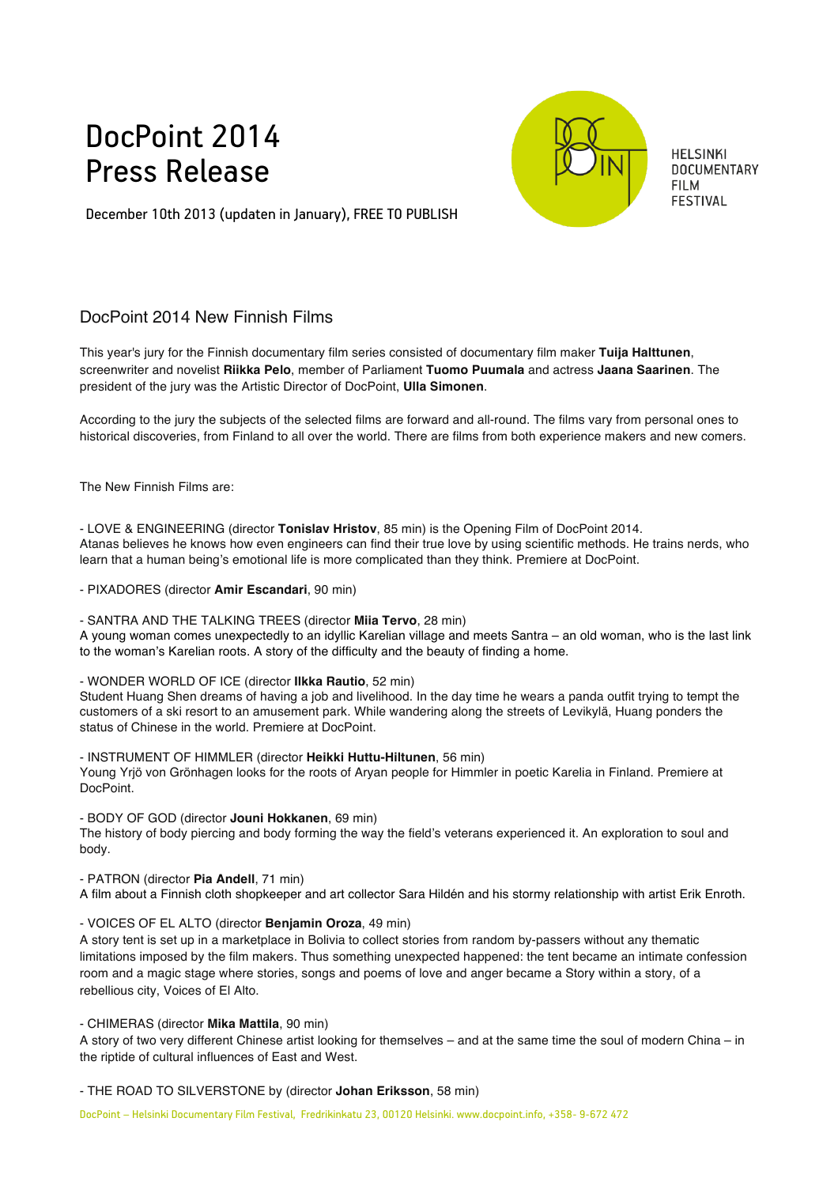# DocPoint 2014
# Press Release

December 10th 2013 (updaten in January), FREE TO PUBLISH

HELSINKI DOCUMENTARY FILM FESTIVAL

## DocPoint 2014 New Finnish Films

This year's jury for the Finnish documentary film series consisted of documentary film maker **Tuija Halttunen**, screenwriter and novelist **Riikka Pelo**, member of Parliament **Tuomo Puumala** and actress **Jaana Saarinen**. The president of the jury was the Artistic Director of DocPoint, **Ulla Simonen**.

According to the jury the subjects of the selected films are forward and all-round. The films vary from personal ones to historical discoveries, from Finland to all over the world. There are films from both experience makers and new comers.

The New Finnish Films are:

- LOVE & ENGINEERING (director **Tonislav Hristov**, 85 min) is the Opening Film of DocPoint 2014.
Atanas believes he knows how even engineers can find their true love by using scientific methods. He trains nerds, who learn that a human being's emotional life is more complicated than they think. Premiere at DocPoint.

- PIXADORES (director **Amir Escandari**, 90 min)

- SANTRA AND THE TALKING TREES (director **Miia Tervo**, 28 min)
A young woman comes unexpectedly to an idyllic Karelian village and meets Santra – an old woman, who is the last link to the woman's Karelian roots. A story of the difficulty and the beauty of finding a home.

- WONDER WORLD OF ICE (director **Ilkka Rautio**, 52 min)
Student Huang Shen dreams of having a job and livelihood. In the day time he wears a panda outfit trying to tempt the customers of a ski resort to an amusement park. While wandering along the streets of Levikylä, Huang ponders the status of Chinese in the world. Premiere at DocPoint.

- INSTRUMENT OF HIMMLER (director **Heikki Huttu-Hiltunen**, 56 min)
Young Yrjö von Grönhagen looks for the roots of Aryan people for Himmler in poetic Karelia in Finland. Premiere at DocPoint.

- BODY OF GOD (director **Jouni Hokkanen**, 69 min)
The history of body piercing and body forming the way the field's veterans experienced it. An exploration to soul and body.

- PATRON (director **Pia Andell**, 71 min)
A film about a Finnish cloth shopkeeper and art collector Sara Hildén and his stormy relationship with artist Erik Enroth.

- VOICES OF EL ALTO (director **Benjamin Oroza**, 49 min)
A story tent is set up in a marketplace in Bolivia to collect stories from random by-passers without any thematic limitations imposed by the film makers. Thus something unexpected happened: the tent became an intimate confession room and a magic stage where stories, songs and poems of love and anger became a Story within a story, of a rebellious city, Voices of El Alto.

- CHIMERAS (director **Mika Mattila**, 90 min)
A story of two very different Chinese artist looking for themselves – and at the same time the soul of modern China – in the riptide of cultural influences of East and West.

- THE ROAD TO SILVERSTONE by (director **Johan Eriksson**, 58 min)

DocPoint – Helsinki Documentary Film Festival, Fredrikinkatu 23, 00120 Helsinki. www.docpoint.info, +358- 9-672 472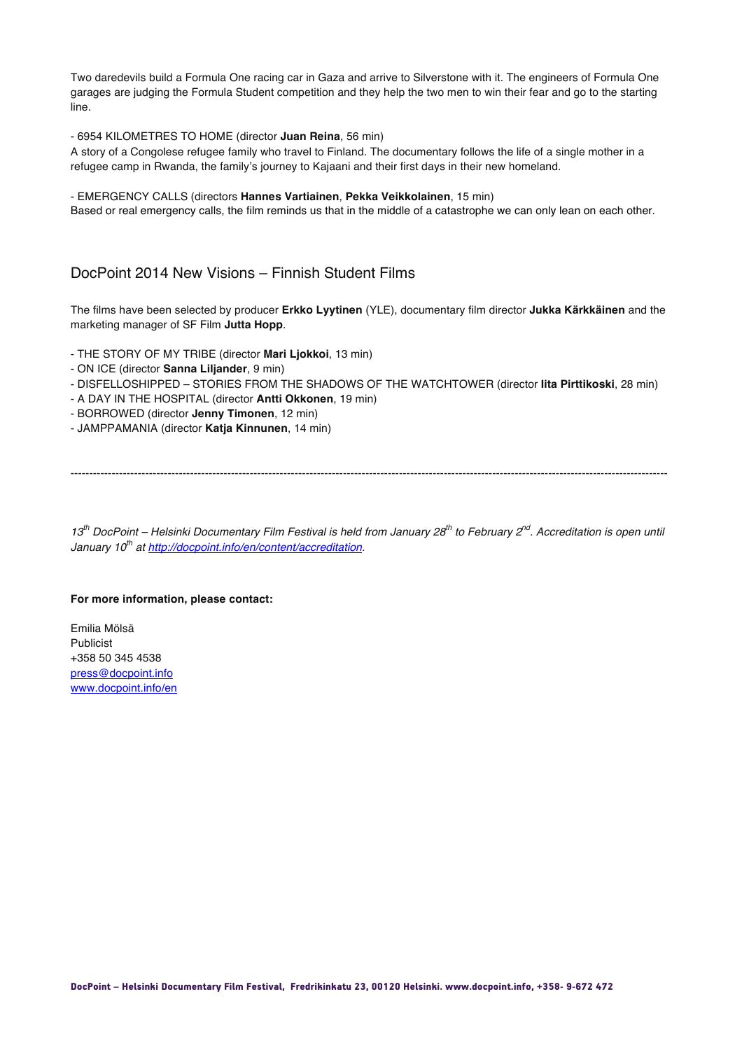Two daredevils build a Formula One racing car in Gaza and arrive to Silverstone with it. The engineers of Formula One garages are judging the Formula Student competition and they help the two men to win their fear and go to the starting line.

- 6954 KILOMETRES TO HOME (director **Juan Reina**, 56 min)

A story of a Congolese refugee family who travel to Finland. The documentary follows the life of a single mother in a refugee camp in Rwanda, the family's journey to Kajaani and their first days in their new homeland.

- EMERGENCY CALLS (directors **Hannes Vartiainen**, **Pekka Veikkolainen**, 15 min)

Based or real emergency calls, the film reminds us that in the middle of a catastrophe we can only lean on each other.

## DocPoint 2014 New Visions – Finnish Student Films

The films have been selected by producer **Erkko Lyytinen** (YLE), documentary film director **Jukka Kärkkäinen** and the marketing manager of SF Film **Jutta Hopp**.

- THE STORY OF MY TRIBE (director **Mari Ljokkoi**, 13 min)
- ON ICE (director **Sanna Liljander**, 9 min)
- DISFELLOSHIPPED – STORIES FROM THE SHADOWS OF THE WATCHTOWER (director **Iita Pirttikoski**, 28 min)
- A DAY IN THE HOSPITAL (director **Antti Okkonen**, 19 min)
- BORROWED (director **Jenny Timonen**, 12 min)
- JAMPPAMANIA (director **Katja Kinnunen**, 14 min)

---

*13th DocPoint – Helsinki Documentary Film Festival is held from January 28th to February 2nd. Accreditation is open until January 10th at [http://docpoint.info/en/content/accreditation](http://docpoint.info/en/content/accreditation).*

**For more information, please contact:**

Emilia Mölsä  
Publicist  
+358 50 345 4538  
[press@docpoint.info](mailto:press@docpoint.info)  
[www.docpoint.info/en](http://www.docpoint.info/en)